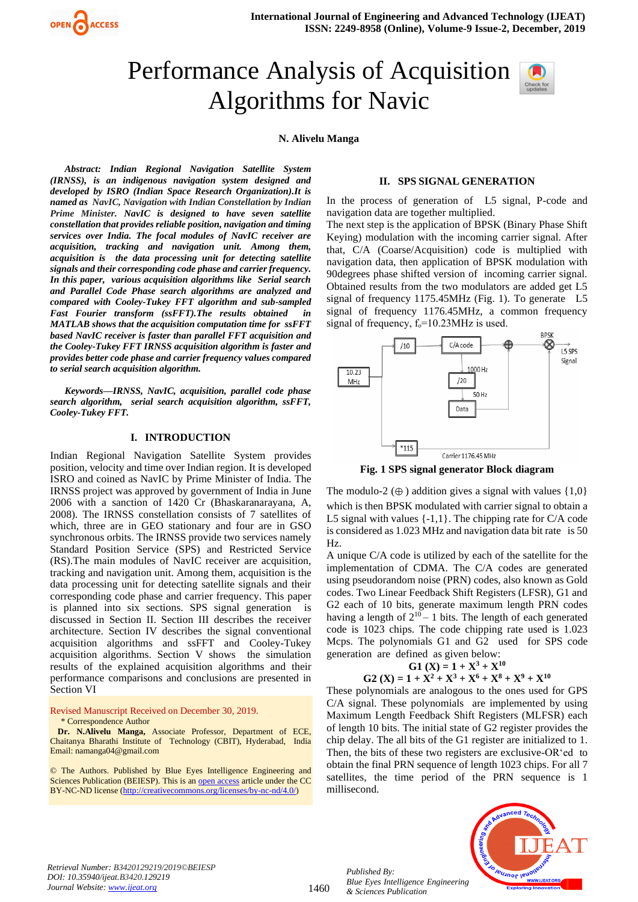# Performance Analysis of Acquisition Algorithms for Navic

**N. Alivelu Manga**

***Abstract: Indian Regional Navigation Satellite System (IRNSS), is an indigenous navigation system designed and developed by ISRO (Indian Space Research Organization).It is named as NavIC, Navigation with Indian Constellation by Indian Prime Minister. NavIC is designed to have seven satellite constellation that provides reliable position, navigation and timing services over India. The focal modules of NavIC receiver are acquisition, tracking and navigation unit. Among them, acquisition is the data processing unit for detecting satellite signals and their corresponding code phase and carrier frequency. In this paper, various acquisition algorithms like Serial search and Parallel Code Phase search algorithms are analyzed and compared with Cooley-Tukey FFT algorithm and sub-sampled Fast Fourier transform (ssFFT).The results obtained in MATLAB shows that the acquisition computation time for ssFFT based NavIC receiver is faster than parallel FFT acquisition and the Cooley-Tukey FFT IRNSS acquisition algorithm is faster and provides better code phase and carrier frequency values compared to serial search acquisition algorithm.***

***Keywords—IRNSS, NavIC, acquisition, parallel code phase search algorithm, serial search acquisition algorithm, ssFFT, Cooley-Tukey FFT.***

## I. INTRODUCTION

Indian Regional Navigation Satellite System provides position, velocity and time over Indian region. It is developed ISRO and coined as NavIC by Prime Minister of India. The IRNSS project was approved by government of India in June 2006 with a sanction of 1420 Cr (Bhaskaranarayana, A, 2008). The IRNSS constellation consists of 7 satellites of which, three are in GEO stationary and four are in GSO synchronous orbits. The IRNSS provide two services namely Standard Position Service (SPS) and Restricted Service (RS).The main modules of NavIC receiver are acquisition, tracking and navigation unit. Among them, acquisition is the data processing unit for detecting satellite signals and their corresponding code phase and carrier frequency. This paper is planned into six sections. SPS signal generation is discussed in Section II. Section III describes the receiver architecture. Section IV describes the signal conventional acquisition algorithms and ssFFT and Cooley-Tukey acquisition algorithms. Section V shows the simulation results of the explained acquisition algorithms and their performance comparisons and conclusions are presented in Section VI

Revised Manuscript Received on December 30, 2019.
\* Correspondence Author
**Dr. N.Alivelu Manga,** Associate Professor, Department of ECE, Chaitanya Bharathi Institute of Technology (CBIT), Hyderabad, India Email: namanga04@gmail.com

© The Authors. Published by Blue Eyes Intelligence Engineering and Sciences Publication (BEIESP). This is an open access article under the CC BY-NC-ND license (http://creativecommons.org/licenses/by-nc-nd/4.0/)

## II. SPS SIGNAL GENERATION

In the process of generation of L5 signal, P-code and navigation data are together multiplied.
The next step is the application of BPSK (Binary Phase Shift Keying) modulation with the incoming carrier signal. After that, C/A (Coarse/Acquisition) code is multiplied with navigation data, then application of BPSK modulation with 90degrees phase shifted version of incoming carrier signal. Obtained results from the two modulators are added get L5 signal of frequency 1175.45MHz (Fig. 1). To generate L5 signal of frequency 1176.45MHz, a common frequency signal of frequency, $f_o$=10.23MHz is used.

**Fig. 1 SPS signal generator Block diagram**

The modulo-2 (⊕) addition gives a signal with values {1,0} which is then BPSK modulated with carrier signal to obtain a L5 signal with values {-1,1}. The chipping rate for C/A code is considered as 1.023 MHz and navigation data bit rate is 50 Hz.
A unique C/A code is utilized by each of the satellite for the implementation of CDMA. The C/A codes are generated using pseudorandom noise (PRN) codes, also known as Gold codes. Two Linear Feedback Shift Registers (LFSR), G1 and G2 each of 10 bits, generate maximum length PRN codes having a length of $2^{10} – 1$ bits. The length of each generated code is 1023 chips. The code chipping rate used is 1.023 Mcps. The polynomials G1 and G2 used for SPS code generation are defined as given below:

$$\mathbf{G1\ (X) = 1 + X^3 + X^{10}}$$

$$\mathbf{G2\ (X) = 1 + X^2 + X^3 + X^6 + X^8 + X^9 + X^{10}}$$

These polynomials are analogous to the ones used for GPS C/A signal. These polynomials are implemented by using Maximum Length Feedback Shift Registers (MLFSR) each of length 10 bits. The initial state of G2 register provides the chip delay. The all bits of the G1 register are initialized to 1. Then, the bits of these two registers are exclusive-OR'ed to obtain the final PRN sequence of length 1023 chips. For all 7 satellites, the time period of the PRN sequence is 1 millisecond.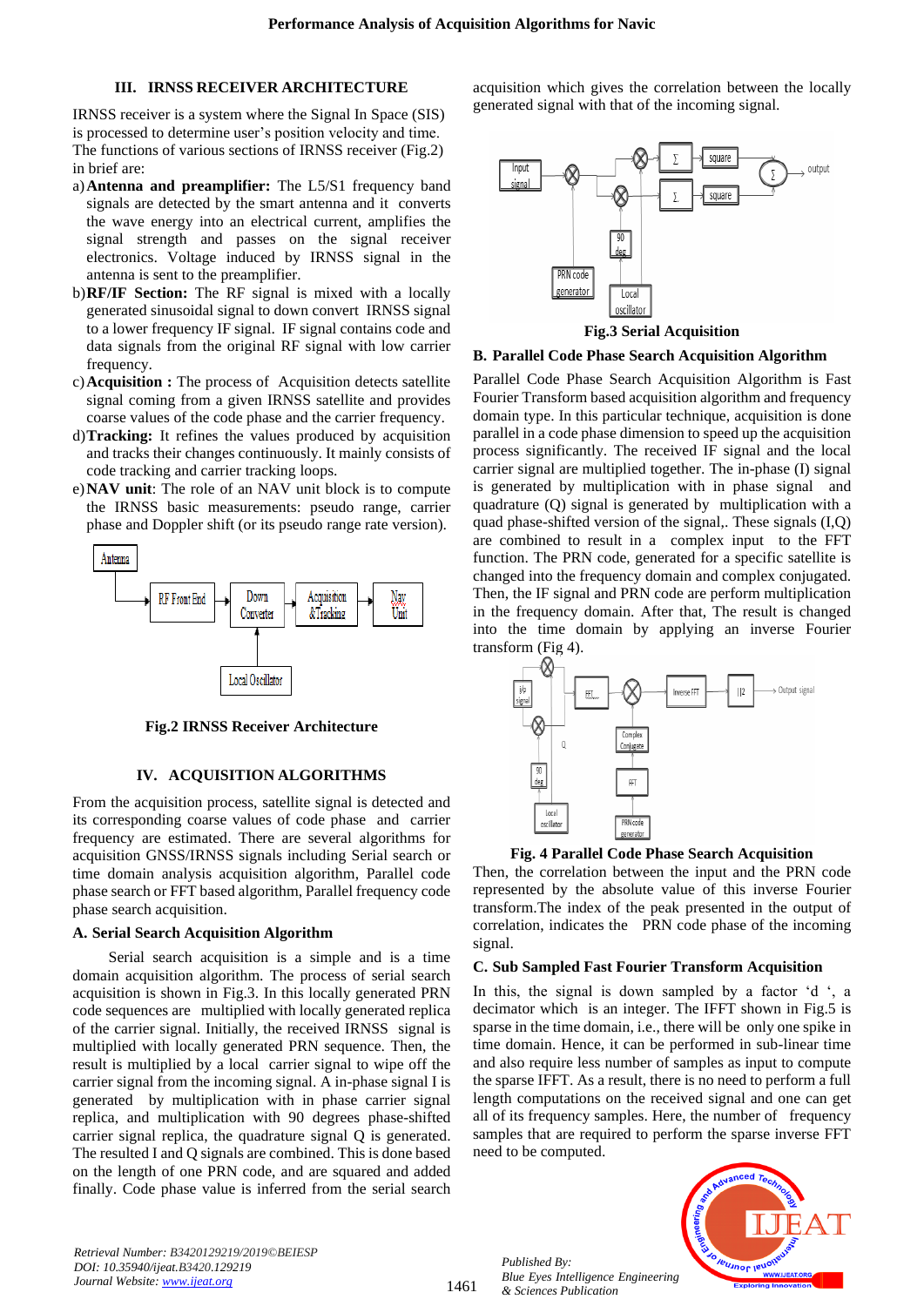## III. IRNSS RECEIVER ARCHITECTURE

IRNSS receiver is a system where the Signal In Space (SIS) is processed to determine user's position velocity and time. The functions of various sections of IRNSS receiver (Fig.2) in brief are:

a) **Antenna and preamplifier:** The L5/S1 frequency band signals are detected by the smart antenna and it converts the wave energy into an electrical current, amplifies the signal strength and passes on the signal receiver electronics. Voltage induced by IRNSS signal in the antenna is sent to the preamplifier.

b) **RF/IF Section:** The RF signal is mixed with a locally generated sinusoidal signal to down convert IRNSS signal to a lower frequency IF signal. IF signal contains code and data signals from the original RF signal with low carrier frequency.

c) **Acquisition :** The process of Acquisition detects satellite signal coming from a given IRNSS satellite and provides coarse values of the code phase and the carrier frequency.

d) **Tracking:** It refines the values produced by acquisition and tracks their changes continuously. It mainly consists of code tracking and carrier tracking loops.

e) **NAV unit**: The role of an NAV unit block is to compute the IRNSS basic measurements: pseudo range, carrier phase and Doppler shift (or its pseudo range rate version).

**Fig.2 IRNSS Receiver Architecture**

## IV. ACQUISITION ALGORITHMS

From the acquisition process, satellite signal is detected and its corresponding coarse values of code phase and carrier frequency are estimated. There are several algorithms for acquisition GNSS/IRNSS signals including Serial search or time domain analysis acquisition algorithm, Parallel code phase search or FFT based algorithm, Parallel frequency code phase search acquisition.

### A. Serial Search Acquisition Algorithm

Serial search acquisition is a simple and is a time domain acquisition algorithm. The process of serial search acquisition is shown in Fig.3. In this locally generated PRN code sequences are multiplied with locally generated replica of the carrier signal. Initially, the received IRNSS signal is multiplied with locally generated PRN sequence. Then, the result is multiplied by a local carrier signal to wipe off the carrier signal from the incoming signal. A in-phase signal I is generated by multiplication with in phase carrier signal replica, and multiplication with 90 degrees phase-shifted carrier signal replica, the quadrature signal Q is generated. The resulted I and Q signals are combined. This is done based on the length of one PRN code, and are squared and added finally. Code phase value is inferred from the serial search acquisition which gives the correlation between the locally generated signal with that of the incoming signal.

**Fig.3 Serial Acquisition**

### B. Parallel Code Phase Search Acquisition Algorithm

Parallel Code Phase Search Acquisition Algorithm is Fast Fourier Transform based acquisition algorithm and frequency domain type. In this particular technique, acquisition is done parallel in a code phase dimension to speed up the acquisition process significantly. The received IF signal and the local carrier signal are multiplied together. The in-phase (I) signal is generated by multiplication with in phase signal and quadrature (Q) signal is generated by multiplication with a quad phase-shifted version of the signal,. These signals (I,Q) are combined to result in a complex input to the FFT function. The PRN code, generated for a specific satellite is changed into the frequency domain and complex conjugated. Then, the IF signal and PRN code are perform multiplication in the frequency domain. After that, The result is changed into the time domain by applying an inverse Fourier transform (Fig 4).

**Fig. 4 Parallel Code Phase Search Acquisition**

Then, the correlation between the input and the PRN code represented by the absolute value of this inverse Fourier transform.The index of the peak presented in the output of correlation, indicates the PRN code phase of the incoming signal.

### C. Sub Sampled Fast Fourier Transform Acquisition

In this, the signal is down sampled by a factor 'd ', a decimator which is an integer. The IFFT shown in Fig.5 is sparse in the time domain, i.e., there will be only one spike in time domain. Hence, it can be performed in sub-linear time and also require less number of samples as input to compute the sparse IFFT. As a result, there is no need to perform a full length computations on the received signal and one can get all of its frequency samples. Here, the number of frequency samples that are required to perform the sparse inverse FFT need to be computed.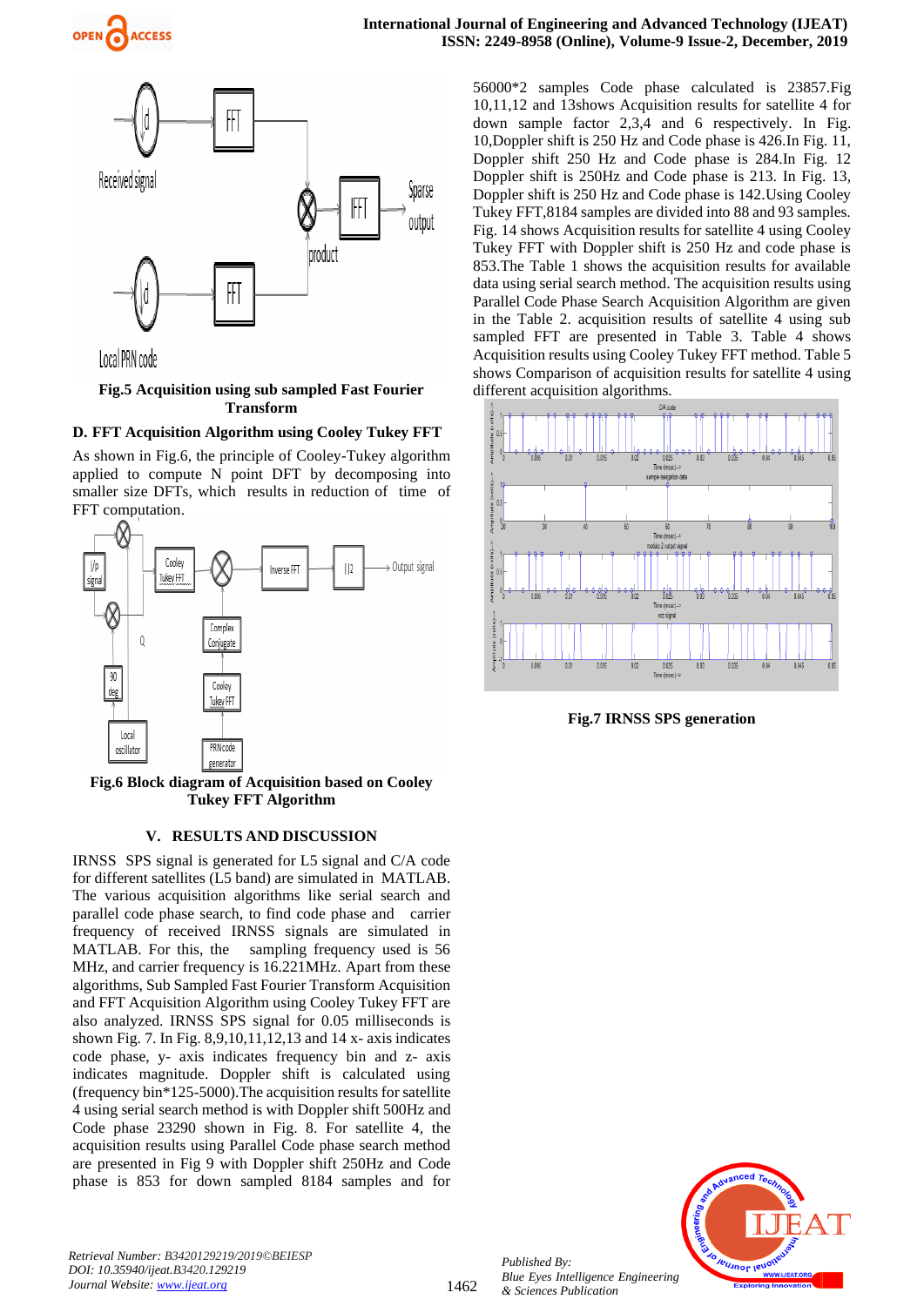Fig.5 Acquisition using sub sampled Fast Fourier Transform

### D. FFT Acquisition Algorithm using Cooley Tukey FFT

As shown in Fig.6, the principle of Cooley-Tukey algorithm applied to compute N point DFT by decomposing into smaller size DFTs, which results in reduction of time of FFT computation.

Fig.6 Block diagram of Acquisition based on Cooley Tukey FFT Algorithm

## V. RESULTS AND DISCUSSION

IRNSS SPS signal is generated for L5 signal and C/A code for different satellites (L5 band) are simulated in MATLAB. The various acquisition algorithms like serial search and parallel code phase search, to find code phase and carrier frequency of received IRNSS signals are simulated in MATLAB. For this, the sampling frequency used is 56 MHz, and carrier frequency is 16.221MHz. Apart from these algorithms, Sub Sampled Fast Fourier Transform Acquisition and FFT Acquisition Algorithm using Cooley Tukey FFT are also analyzed. IRNSS SPS signal for 0.05 milliseconds is shown Fig. 7. In Fig. 8,9,10,11,12,13 and 14 x- axis indicates code phase, y- axis indicates frequency bin and z- axis indicates magnitude. Doppler shift is calculated using (frequency bin*125-5000).The acquisition results for satellite 4 using serial search method is with Doppler shift 500Hz and Code phase 23290 shown in Fig. 8. For satellite 4, the acquisition results using Parallel Code phase search method are presented in Fig 9 with Doppler shift 250Hz and Code phase is 853 for down sampled 8184 samples and for 56000*2 samples Code phase calculated is 23857.Fig 10,11,12 and 13shows Acquisition results for satellite 4 for down sample factor 2,3,4 and 6 respectively. In Fig. 10,Doppler shift is 250 Hz and Code phase is 426.In Fig. 11, Doppler shift 250 Hz and Code phase is 284.In Fig. 12 Doppler shift is 250Hz and Code phase is 213. In Fig. 13, Doppler shift is 250 Hz and Code phase is 142.Using Cooley Tukey FFT,8184 samples are divided into 88 and 93 samples. Fig. 14 shows Acquisition results for satellite 4 using Cooley Tukey FFT with Doppler shift is 250 Hz and code phase is 853.The Table 1 shows the acquisition results for available data using serial search method. The acquisition results using Parallel Code Phase Search Acquisition Algorithm are given in the Table 2. acquisition results of satellite 4 using sub sampled FFT are presented in Table 3. Table 4 shows Acquisition results using Cooley Tukey FFT method. Table 5 shows Comparison of acquisition results for satellite 4 using different acquisition algorithms.

Fig.7 IRNSS SPS generation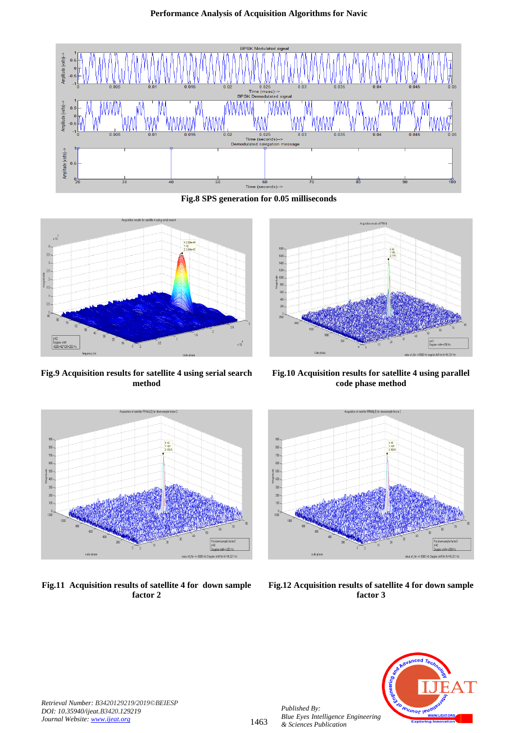**Fig.8 SPS generation for 0.05 milliseconds**

**Fig.9 Acquisition results for satellite 4 using serial search method**

**Fig.10 Acquisition results for satellite 4 using parallel code phase method**

**Fig.11 Acquisition results of satellite 4 for down sample factor 2**

**Fig.12 Acquisition results of satellite 4 for down sample factor 3**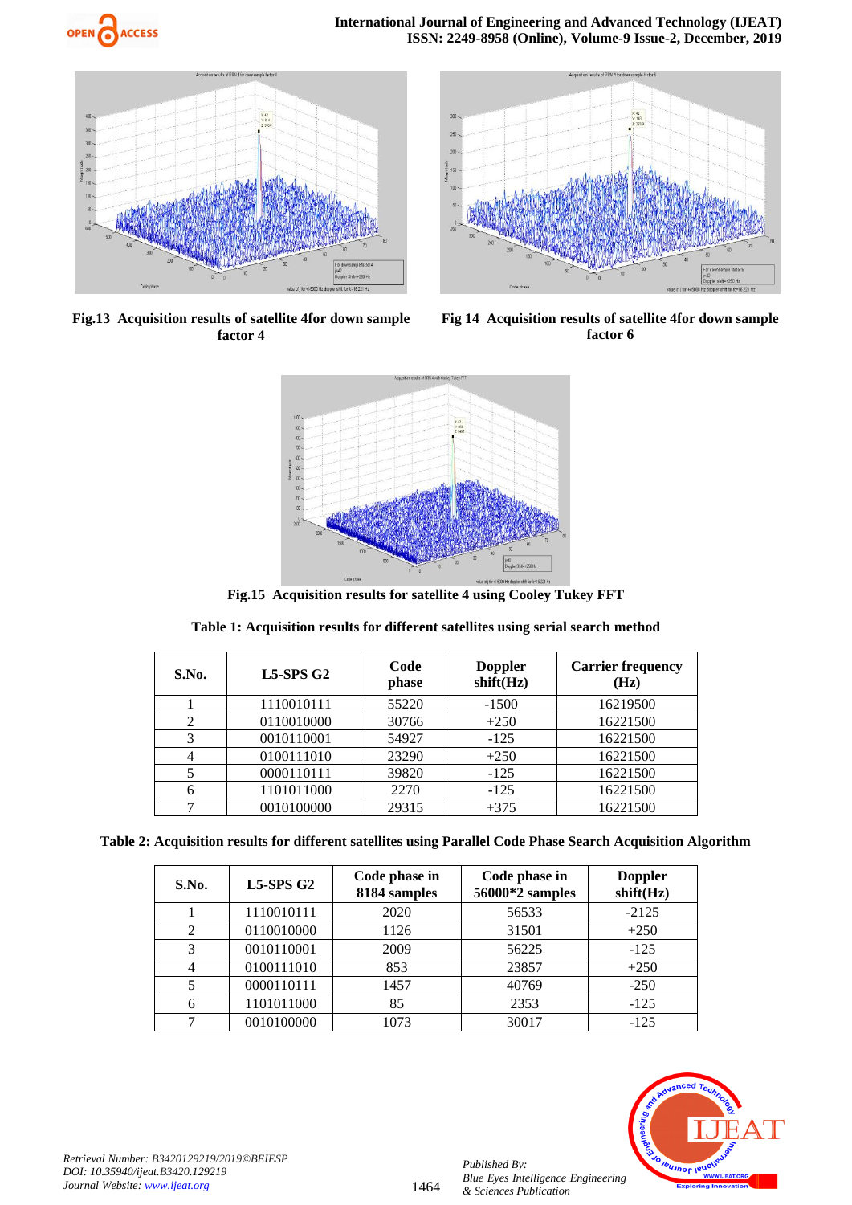Fig.13 Acquisition results of satellite 4for down sample factor 4

Fig 14 Acquisition results of satellite 4for down sample factor 6

Fig.15 Acquisition results for satellite 4 using Cooley Tukey FFT

**Table 1: Acquisition results for different satellites using serial search method**

| S.No. | L5-SPS G2 | Code phase | Doppler shift(Hz) | Carrier frequency (Hz) |
|---|---|---|---|---|
| 1 | 1110010111 | 55220 | -1500 | 16219500 |
| 2 | 0110010000 | 30766 | +250 | 16221500 |
| 3 | 0010110001 | 54927 | -125 | 16221500 |
| 4 | 0100111010 | 23290 | +250 | 16221500 |
| 5 | 0000110111 | 39820 | -125 | 16221500 |
| 6 | 1101011000 | 2270 | -125 | 16221500 |
| 7 | 0010100000 | 29315 | +375 | 16221500 |

**Table 2: Acquisition results for different satellites using Parallel Code Phase Search Acquisition Algorithm**

| S.No. | L5-SPS G2 | Code phase in 8184 samples | Code phase in 56000*2 samples | Doppler shift(Hz) |
|---|---|---|---|---|
| 1 | 1110010111 | 2020 | 56533 | -2125 |
| 2 | 0110010000 | 1126 | 31501 | +250 |
| 3 | 0010110001 | 2009 | 56225 | -125 |
| 4 | 0100111010 | 853 | 23857 | +250 |
| 5 | 0000110111 | 1457 | 40769 | -250 |
| 6 | 1101011000 | 85 | 2353 | -125 |
| 7 | 0010100000 | 1073 | 30017 | -125 |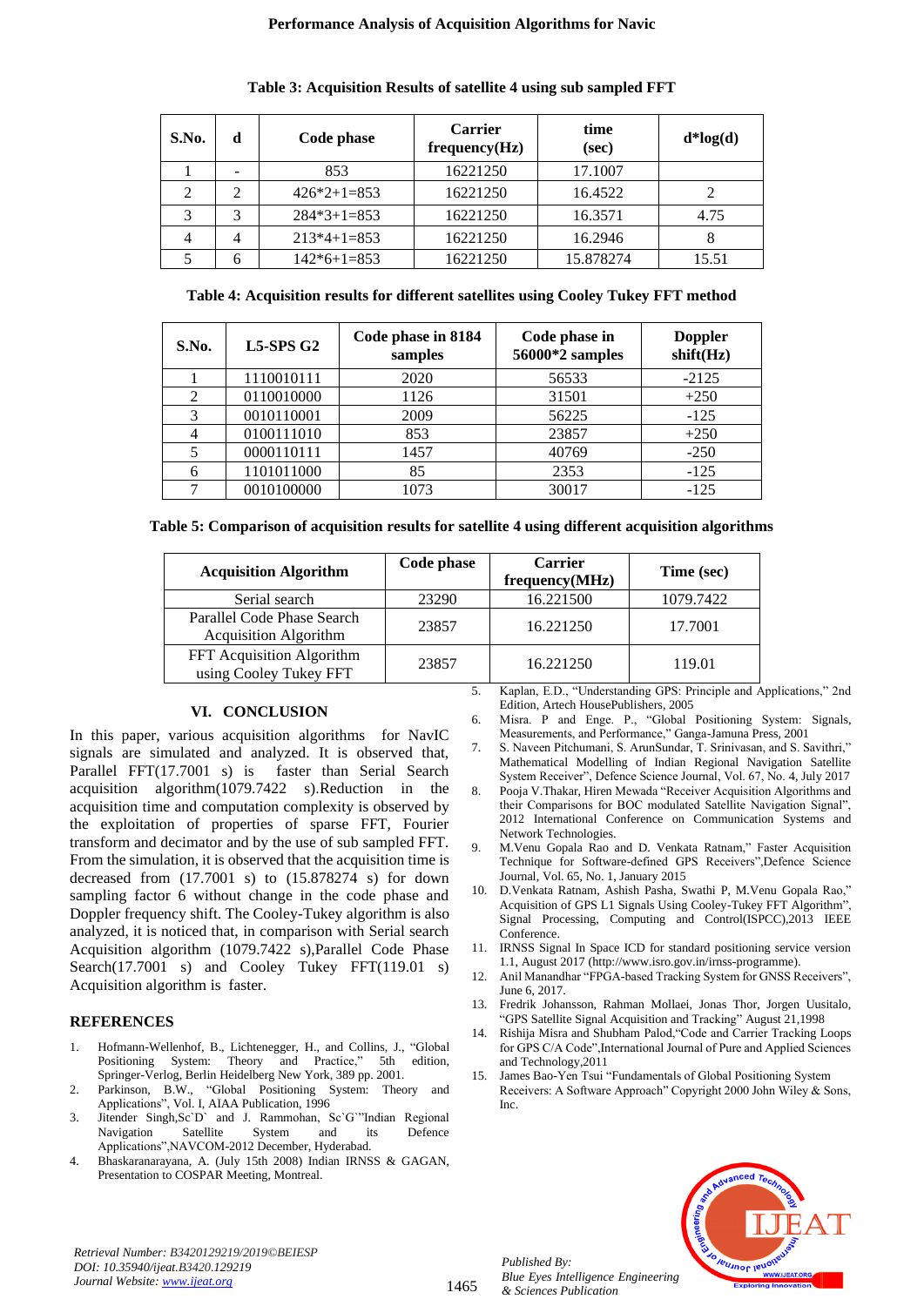**Table 3: Acquisition Results of satellite 4 using sub sampled FFT**

| S.No. | d | Code phase | Carrier frequency(Hz) | time (sec) | d*log(d) |
|---|---|---|---|---|---|
| 1 | - | 853 | 16221250 | 17.1007 | |
| 2 | 2 | 426*2+1=853 | 16221250 | 16.4522 | 2 |
| 3 | 3 | 284*3+1=853 | 16221250 | 16.3571 | 4.75 |
| 4 | 4 | 213*4+1=853 | 16221250 | 16.2946 | 8 |
| 5 | 6 | 142*6+1=853 | 16221250 | 15.878274 | 15.51 |

**Table 4: Acquisition results for different satellites using Cooley Tukey FFT method**

| S.No. | L5-SPS G2 | Code phase in 8184 samples | Code phase in 56000*2 samples | Doppler shift(Hz) |
|---|---|---|---|---|
| 1 | 1110010111 | 2020 | 56533 | -2125 |
| 2 | 0110010000 | 1126 | 31501 | +250 |
| 3 | 0010110001 | 2009 | 56225 | -125 |
| 4 | 0100111010 | 853 | 23857 | +250 |
| 5 | 0000110111 | 1457 | 40769 | -250 |
| 6 | 1101011000 | 85 | 2353 | -125 |
| 7 | 0010100000 | 1073 | 30017 | -125 |

**Table 5: Comparison of acquisition results for satellite 4 using different acquisition algorithms**

| Acquisition Algorithm | Code phase | Carrier frequency(MHz) | Time (sec) |
|---|---|---|---|
| Serial search | 23290 | 16.221500 | 1079.7422 |
| Parallel Code Phase Search Acquisition Algorithm | 23857 | 16.221250 | 17.7001 |
| FFT Acquisition Algorithm using Cooley Tukey FFT | 23857 | 16.221250 | 119.01 |

## VI. CONCLUSION

In this paper, various acquisition algorithms for NavIC signals are simulated and analyzed. It is observed that, Parallel FFT(17.7001 s) is faster than Serial Search acquisition algorithm(1079.7422 s).Reduction in the acquisition time and computation complexity is observed by the exploitation of properties of sparse FFT, Fourier transform and decimator and by the use of sub sampled FFT. From the simulation, it is observed that the acquisition time is decreased from (17.7001 s) to (15.878274 s) for down sampling factor 6 without change in the code phase and Doppler frequency shift. The Cooley-Tukey algorithm is also analyzed, it is noticed that, in comparison with Serial search Acquisition algorithm (1079.7422 s),Parallel Code Phase Search(17.7001 s) and Cooley Tukey FFT(119.01 s) Acquisition algorithm is faster.

## REFERENCES

1. Hofmann-Wellenhof, B., Lichtenegger, H., and Collins, J., "Global Positioning System: Theory and Practice," 5th edition, Springer-Verlag, Berlin Heidelberg New York, 389 pp. 2001.
2. Parkinson, B.W., "Global Positioning System: Theory and Applications", Vol. I, AIAA Publication, 1996
3. Jitender Singh,Sc`D` and J. Rammohan, Sc`G`"Indian Regional Navigation Satellite System and its Defence Applications",NAVCOM-2012 December, Hyderabad.
4. Bhaskaranarayana, A. (July 15th 2008) Indian IRNSS & GAGAN, Presentation to COSPAR Meeting, Montreal.
5. Kaplan, E.D., "Understanding GPS: Principle and Applications," 2nd Edition, Artech HousePublishers, 2005
6. Misra. P and Enge. P., "Global Positioning System: Signals, Measurements, and Performance," Ganga-Jamuna Press, 2001
7. S. Naveen Pitchumani, S. ArunSundar, T. Srinivasan, and S. Savithri," Mathematical Modelling of Indian Regional Navigation Satellite System Receiver", Defence Science Journal, Vol. 67, No. 4, July 2017
8. Pooja V.Thakar, Hiren Mewada "Receiver Acquisition Algorithms and their Comparisons for BOC modulated Satellite Navigation Signal", 2012 International Conference on Communication Systems and Network Technologies.
9. M.Venu Gopala Rao and D. Venkata Ratnam," Faster Acquisition Technique for Software-defined GPS Receivers",Defence Science Journal, Vol. 65, No. 1, January 2015
10. D.Venkata Ratnam, Ashish Pasha, Swathi P, M.Venu Gopala Rao," Acquisition of GPS L1 Signals Using Cooley-Tukey FFT Algorithm", Signal Processing, Computing and Control(ISPCC),2013 IEEE Conference.
11. IRNSS Signal In Space ICD for standard positioning service version 1.1, August 2017 (http://www.isro.gov.in/irnss-programme).
12. Anil Manandhar "FPGA-based Tracking System for GNSS Receivers", June 6, 2017.
13. Fredrik Johansson, Rahman Mollaei, Jonas Thor, Jorgen Uusitalo, "GPS Satellite Signal Acquisition and Tracking" August 21,1998
14. Rishija Misra and Shubham Palod,"Code and Carrier Tracking Loops for GPS C/A Code",International Journal of Pure and Applied Sciences and Technology,2011
15. James Bao-Yen Tsui "Fundamentals of Global Positioning System Receivers: A Software Approach" Copyright 2000 John Wiley & Sons, Inc.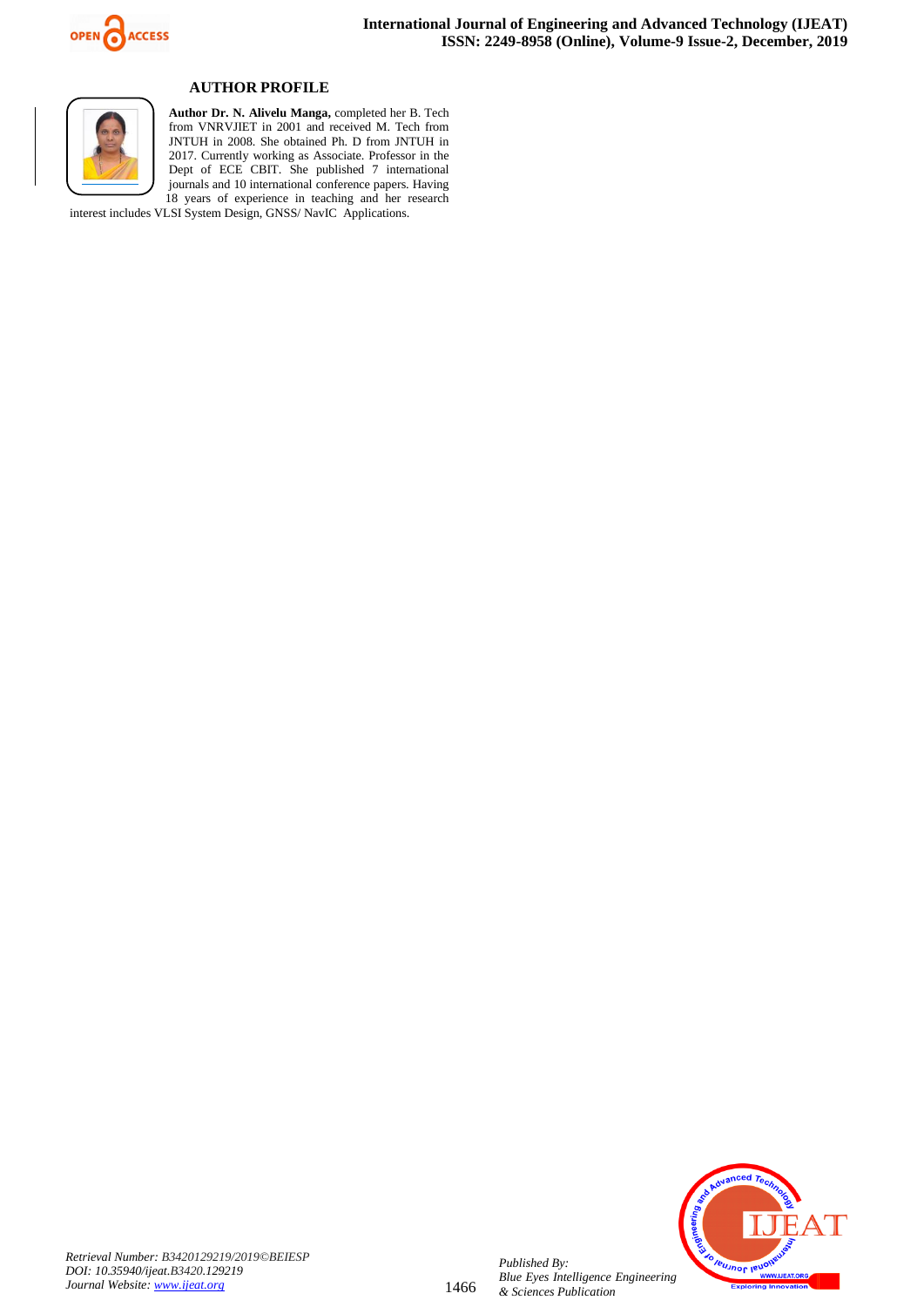## AUTHOR PROFILE

**Author Dr. N. Alivelu Manga,** completed her B. Tech from VNRVJIET in 2001 and received M. Tech from JNTUH in 2008. She obtained Ph. D from JNTUH in 2017. Currently working as Associate. Professor in the Dept of ECE CBIT. She published 7 international journals and 10 international conference papers. Having 18 years of experience in teaching and her research interest includes VLSI System Design, GNSS/ NavIC Applications.